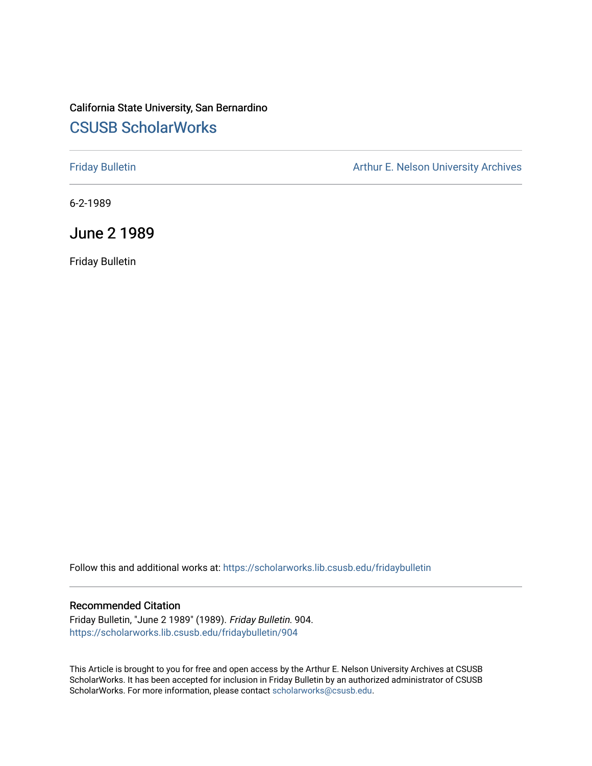California State University, San Bernardino

# CSUSB ScholarWorks

Friday Bulletin | Arthur E. Nelson University Archives

6-2-1989

## June 2 1989

Friday Bulletin

Follow this and additional works at: https://scholarworks.lib.csusb.edu/fridaybulletin

### Recommended Citation

Friday Bulletin, "June 2 1989" (1989). *Friday Bulletin*. 904.
https://scholarworks.lib.csusb.edu/fridaybulletin/904

This Article is brought to you for free and open access by the Arthur E. Nelson University Archives at CSUSB ScholarWorks. It has been accepted for inclusion in Friday Bulletin by an authorized administrator of CSUSB ScholarWorks. For more information, please contact scholarworks@csusb.edu.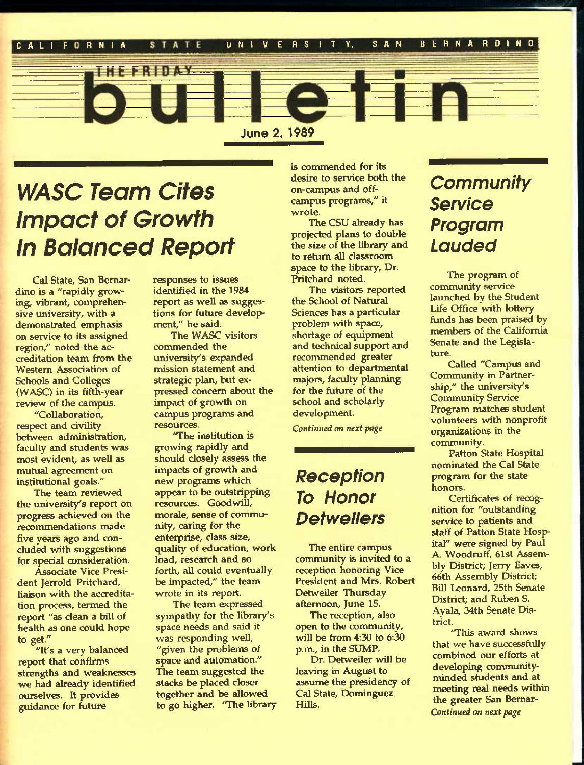CALIFORNIA STATE UNIVERSITY, SAN BERNARDINO

THE FRIDAY

# bulletin

**June 2, 1989**

## *WASC Team Cites Impact of Growth In Balanced Report*

Cal State, San Bernardino is a "rapidly growing, vibrant, comprehensive university, with a demonstrated emphasis on service to its assigned region," noted the accreditation team from the Western Association of Schools and Colleges (WASC) in its fifth-year review of the campus.

"Collaboration, respect and civility between administration, faculty and students was most evident, as well as mutual agreement on institutional goals."

The team reviewed the university's report on progress achieved on the recommendations made five years ago and concluded with suggestions for special consideration.

Associate Vice President Jerrold Pritchard, liaison with the accreditation process, termed the report "as clean a bill of health as one could hope to get."

"It's a very balanced report that confirms strengths and weaknesses we had already identified ourselves. It provides guidance for future responses to issues identified in the 1984 report as well as suggestions for future development," he said.

The WASC visitors commended the university's expanded mission statement and strategic plan, but expressed concern about the impact of growth on campus programs and resources.

"The institution is growing rapidly and should closely assess the impacts of growth and new programs which appear to be outstripping resources. Goodwill, morale, sense of community, caring for the enterprise, class size, quality of education, work load, research and so forth, all could eventually be impacted," the team wrote in its report.

The team expressed sympathy for the library's space needs and said it was responding well, "given the problems of space and automation." The team suggested the stacks be placed closer together and be allowed to go higher. "The library is commended for its desire to service both the on-campus and off-campus programs," it wrote.

The CSU already has projected plans to double the size of the library and to return all classroom space to the library, Dr. Pritchard noted.

The visitors reported the School of Natural Sciences has a particular problem with space, shortage of equipment and technical support and recommended greater attention to departmental majors, faculty planning for the future of the school and scholarly development.

*Continued on next page*

## *Reception To Honor Detwellers*

The entire campus community is invited to a reception honoring Vice President and Mrs. Robert Detweiler Thursday afternoon, June 15.

The reception, also open to the community, will be from 4:30 to 6:30 p.m., in the SUMP.

Dr. Detweiler will be leaving in August to assume the presidency of Cal State, Dominguez Hills.

## *Community Service Program Lauded*

The program of community service launched by the Student Life Office with lottery funds has been praised by members of the California Senate and the Legislature.

Called "Campus and Community in Partnership," the university's Community Service Program matches student volunteers with nonprofit organizations in the community.

Patton State Hospital nominated the Cal State program for the state honors.

Certificates of recognition for "outstanding service to patients and staff of Patton State Hospital" were signed by Paul A. Woodruff, 61st Assembly District; Jerry Eaves, 66th Assembly District; Bill Leonard, 25th Senate District; and Ruben S. Ayala, 34th Senate District.

"This award shows that we have successfully combined our efforts at developing community-minded students and at meeting real needs within the greater San Bernar-

*Continued on next page*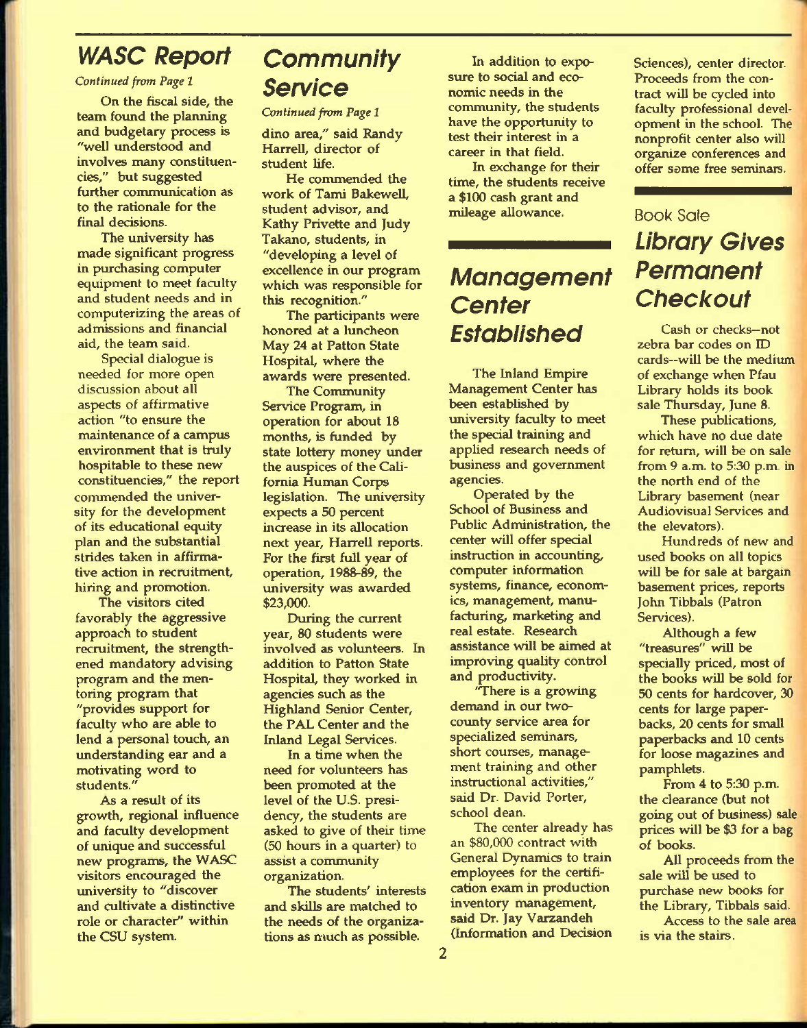## WASC Report

*Continued from Page 1*

On the fiscal side, the team found the planning and budgetary process is "well understood and involves many constituencies," but suggested further communication as to the rationale for the final decisions.

The university has made significant progress in purchasing computer equipment to meet faculty and student needs and in computerizing the areas of admissions and financial aid, the team said.

Special dialogue is needed for more open discussion about all aspects of affirmative action "to ensure the maintenance of a campus environment that is truly hospitable to these new constituencies," the report commended the university for the development of its educational equity plan and the substantial strides taken in affirmative action in recruitment, hiring and promotion.

The visitors cited favorably the aggressive approach to student recruitment, the strengthened mandatory advising program and the mentoring program that "provides support for faculty who are able to lend a personal touch, an understanding ear and a motivating word to students."

As a result of its growth, regional influence and faculty development of unique and successful new programs, the WASC visitors encouraged the university to "discover and cultivate a distinctive role or character" within the CSU system.

## Community Service

*Continued from Page 1*

dino area," said Randy Harrell, director of student life.

He commended the work of Tami Bakewell, student advisor, and Kathy Privette and Judy Takano, students, in "developing a level of excellence in our program which was responsible for this recognition."

The participants were honored at a luncheon May 24 at Patton State Hospital, where the awards were presented.

The Community Service Program, in operation for about 18 months, is funded by state lottery money under the auspices of the California Human Corps legislation. The university expects a 50 percent increase in its allocation next year, Harrell reports. For the first full year of operation, 1988-89, the university was awarded $23,000.

During the current year, 80 students were involved as volunteers. In addition to Patton State Hospital, they worked in agencies such as the Highland Senior Center, the PAL Center and the Inland Legal Services.

In a time when the need for volunteers has been promoted at the level of the U.S. presidency, the students are asked to give of their time (50 hours in a quarter) to assist a community organization.

The students' interests and skills are matched to the needs of the organizations as much as possible.

In addition to exposure to social and economic needs in the community, the students have the opportunity to test their interest in a career in that field.

In exchange for their time, the students receive a $100 cash grant and mileage allowance.

## Management Center Established

The Inland Empire Management Center has been established by university faculty to meet the special training and applied research needs of business and government agencies.

Operated by the School of Business and Public Administration, the center will offer special instruction in accounting, computer information systems, finance, economics, management, manufacturing, marketing and real estate. Research assistance will be aimed at improving quality control and productivity.

"There is a growing demand in our two-county service area for specialized seminars, short courses, management training and other instructional activities," said Dr. David Porter, school dean.

The center already has an $80,000 contract with General Dynamics to train employees for the certification exam in production inventory management, said Dr. Jay Varzandeh (Information and Decision Sciences), center director. Proceeds from the contract will be cycled into faculty professional development in the school. The nonprofit center also will organize conferences and offer some free seminars.

Book Sale

## Library Gives Permanent Checkout

Cash or checks--not zebra bar codes on ID cards--will be the medium of exchange when Pfau Library holds its book sale Thursday, June 8.

These publications, which have no due date for return, will be on sale from 9 a.m. to 5:30 p.m. in the north end of the Library basement (near Audiovisual Services and the elevators).

Hundreds of new and used books on all topics will be for sale at bargain basement prices, reports John Tibbals (Patron Services).

Although a few "treasures" will be specially priced, most of the books will be sold for 50 cents for hardcover, 30 cents for large paperbacks, 20 cents for small paperbacks and 10 cents for loose magazines and pamphlets.

From 4 to 5:30 p.m. the clearance (but not going out of business) sale prices will be $3 for a bag of books.

All proceeds from the sale will be used to purchase new books for the Library, Tibbals said.

Access to the sale area is via the stairs.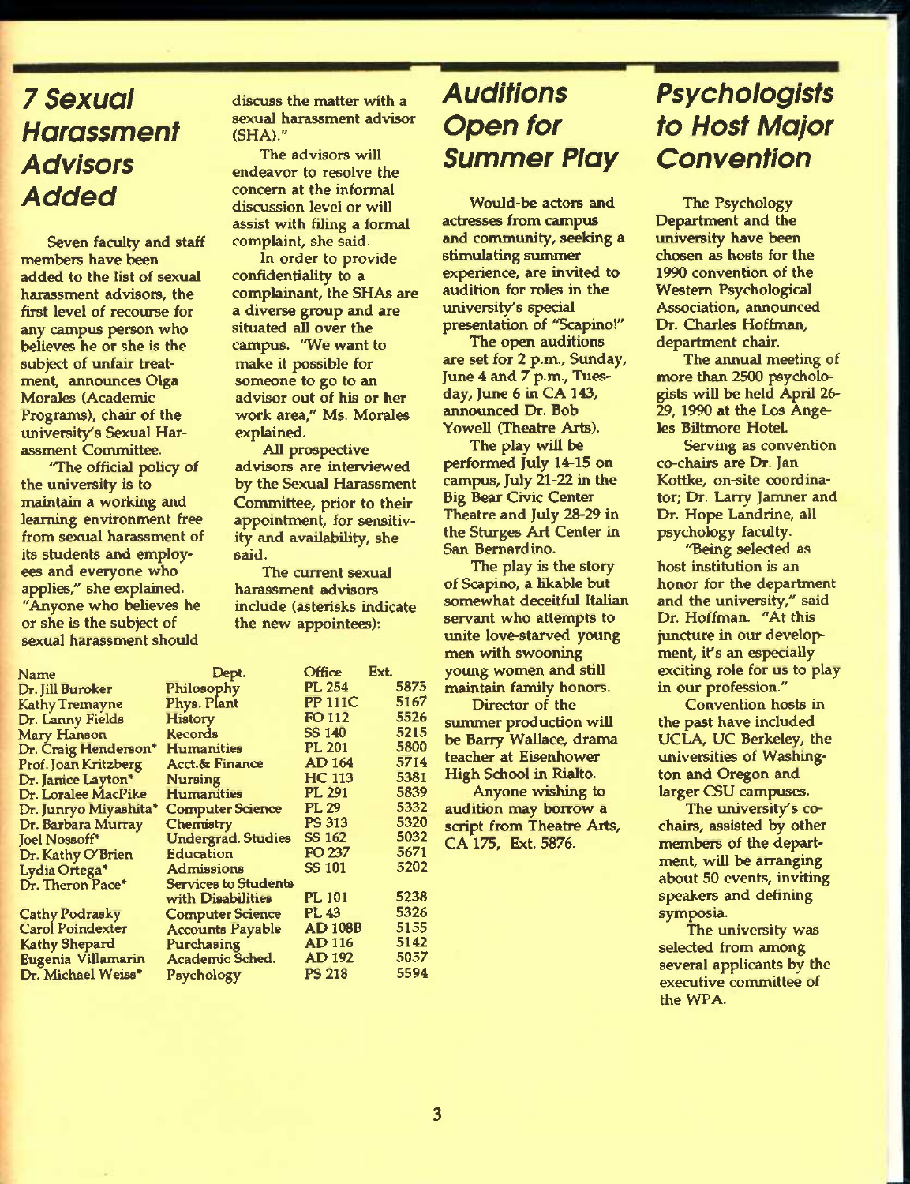## 7 Sexual Harassment Advisors Added

Seven faculty and staff members have been added to the list of sexual harassment advisors, the first level of recourse for any campus person who believes he or she is the subject of unfair treatment, announces Olga Morales (Academic Programs), chair of the university's Sexual Harassment Committee.

"The official policy of the university is to maintain a working and learning environment free from sexual harassment of its students and employees and everyone who applies," she explained. "Anyone who believes he or she is the subject of sexual harassment should discuss the matter with a sexual harassment advisor (SHA)."

The advisors will endeavor to resolve the concern at the informal discussion level or will assist with filing a formal complaint, she said.

In order to provide confidentiality to a complainant, the SHAs are a diverse group and are situated all over the campus. "We want to make it possible for someone to go to an advisor out of his or her work area," Ms. Morales explained.

All prospective advisors are interviewed by the Sexual Harassment Committee, prior to their appointment, for sensitivity and availability, she said.

The current sexual harassment advisors include (asterisks indicate the new appointees):

| Name | Dept. | Office | Ext. |
|---|---|---|---|
| Dr. Jill Buroker | Philosophy | PL 254 | 5875 |
| Kathy Tremayne | Phys. Plant | PP 111C | 5167 |
| Dr. Lanny Fields | History | FO 112 | 5526 |
| Mary Hanson | Records | SS 140 | 5215 |
| Dr. Craig Henderson* | Humanities | PL 201 | 5800 |
| Prof. Joan Kritzberg | Acct.& Finance | AD 164 | 5714 |
| Dr. Janice Layton* | Nursing | HC 113 | 5381 |
| Dr. Loralee MacPike | Humanities | PL 291 | 5839 |
| Dr. Junryo Miyashita* | Computer Science | PL 29 | 5332 |
| Dr. Barbara Murray | Chemistry | PS 313 | 5320 |
| Joel Nossoff* | Undergrad. Studies | SS 162 | 5032 |
| Dr. Kathy O'Brien | Education | FO 237 | 5671 |
| Lydia Ortega* | Admissions | SS 101 | 5202 |
| Dr. Theron Pace* | Services to Students with Disabilities | PL 101 | 5238 |
| Cathy Podrasky | Computer Science | PL 43 | 5326 |
| Carol Poindexter | Accounts Payable | AD 108B | 5155 |
| Kathy Shepard | Purchasing | AD 116 | 5142 |
| Eugenia Villamarin | Academic Sched. | AD 192 | 5057 |
| Dr. Michael Weiss* | Psychology | PS 218 | 5594 |

## Auditions Open for Summer Play

Would-be actors and actresses from campus and community, seeking a stimulating summer experience, are invited to audition for roles in the university's special presentation of "Scapino!"

The open auditions are set for 2 p.m., Sunday, June 4 and 7 p.m., Tuesday, June 6 in CA 143, announced Dr. Bob Yowell (Theatre Arts).

The play will be performed July 14-15 on campus, July 21-22 in the Big Bear Civic Center Theatre and July 28-29 in the Sturges Art Center in San Bernardino.

The play is the story of Scapino, a likable but somewhat deceitful Italian servant who attempts to unite love-starved young men with swooning young women and still maintain family honors.

Director of the summer production will be Barry Wallace, drama teacher at Eisenhower High School in Rialto.

Anyone wishing to audition may borrow a script from Theatre Arts, CA 175, Ext. 5876.

## Psychologists to Host Major Convention

The Psychology Department and the university have been chosen as hosts for the 1990 convention of the Western Psychological Association, announced Dr. Charles Hoffman, department chair.

The annual meeting of more than 2500 psychologists will be held April 26-29, 1990 at the Los Angeles Biltmore Hotel.

Serving as convention co-chairs are Dr. Jan Kottke, on-site coordinator; Dr. Larry Jamner and Dr. Hope Landrine, all psychology faculty.

"Being selected as host institution is an honor for the department and the university," said Dr. Hoffman. "At this juncture in our development, it's an especially exciting role for us to play in our profession."

Convention hosts in the past have included UCLA, UC Berkeley, the universities of Washington and Oregon and larger CSU campuses.

The university's co-chairs, assisted by other members of the department, will be arranging about 50 events, inviting speakers and defining symposia.

The university was selected from among several applicants by the executive committee of the WPA.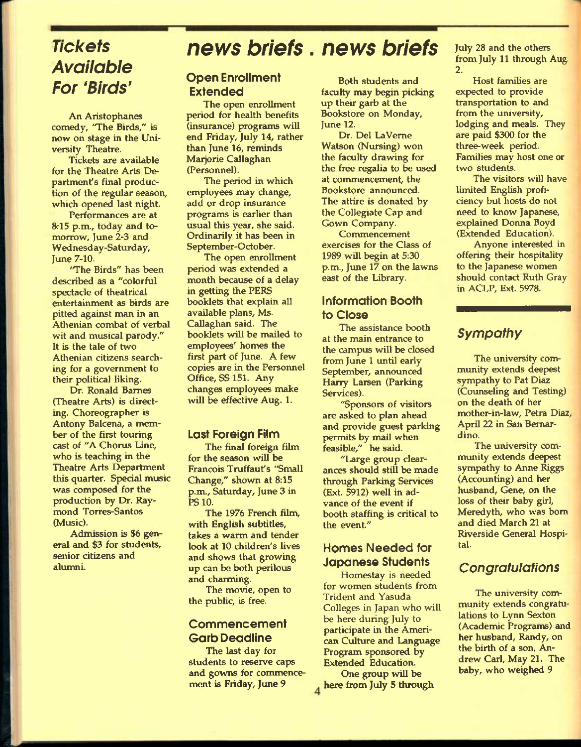## *Tickets Available For 'Birds'*

An Aristophanes comedy, "The Birds," is now on stage in the University Theatre.

Tickets are available for the Theatre Arts Department's final production of the regular season, which opened last night.

Performances are at 8:15 p.m., today and tomorrow, June 2-3 and Wednesday-Saturday, June 7-10.

"The Birds" has been described as a "colorful spectacle of theatrical entertainment as birds are pitted against man in an Athenian combat of verbal wit and musical parody." It is the tale of two Athenian citizens searching for a government to their political liking.

Dr. Ronald Barnes (Theatre Arts) is directing. Choreographer is Antony Balcena, a member of the first touring cast of "A Chorus Line, who is teaching in the Theatre Arts Department this quarter. Special music was composed for the production by Dr. Raymond Torres-Santos (Music).

Admission is $6 general and $3 for students, senior citizens and alumni.

# *news briefs . news briefs*

### Open Enrollment Extended

The open enrollment period for health benefits (insurance) programs will end Friday, July 14, rather than June 16, reminds Marjorie Callaghan (Personnel).

The period in which employees may change, add or drop insurance programs is earlier than usual this year, she said. Ordinarily it has been in September-October.

The open enrollment period was extended a month because of a delay in getting the PERS booklets that explain all available plans, Ms. Callaghan said. The booklets will be mailed to employees' homes the first part of June. A few copies are in the Personnel Office, SS 151. Any changes employees make will be effective Aug. 1.

### Last Foreign Film

The final foreign film for the season will be Francois Truffaut's "Small Change," shown at 8:15 p.m., Saturday, June 3 in PS 10.

The 1976 French film, with English subtitles, takes a warm and tender look at 10 children's lives and shows that growing up can be both perilous and charming.

The movie, open to the public, is free.

### Commencement Garb Deadline

The last day for students to reserve caps and gowns for commencement is Friday, June 9

Both students and faculty may begin picking up their garb at the Bookstore on Monday, June 12.

Dr. Del LaVerne Watson (Nursing) won the faculty drawing for the free regalia to be used at commencement, the Bookstore announced. The attire is donated by the Collegiate Cap and Gown Company.

Commencement exercises for the Class of 1989 will begin at 5:30 p.m., June 17 on the lawns east of the Library.

### Information Booth to Close

The assistance booth at the main entrance to the campus will be closed from June 1 until early September, announced Harry Larsen (Parking Services).

"Sponsors of visitors are asked to plan ahead and provide guest parking permits by mail when feasible," he said.

"Large group clearances should still be made through Parking Services (Ext. 5912) well in advance of the event if booth staffing is critical to the event."

### Homes Needed for Japanese Students

Homestay is needed for women students from Trident and Yasuda Colleges in Japan who will be here during July to participate in the American Culture and Language Program sponsored by Extended Education.

One group will be here from July 5 through July 28 and the others from July 11 through Aug. 2.

Host families are expected to provide transportation to and from the university, lodging and meals. They are paid $300 for the three-week period. Families may host one or two students.

The visitors will have limited English proficiency but hosts do not need to know Japanese, explained Donna Boyd (Extended Education).

Anyone interested in offering their hospitality to the Japanese women should contact Ruth Gray in ACLP, Ext. 5978.

## *Sympathy*

The university community extends deepest sympathy to Pat Diaz (Counseling and Testing) on the death of her mother-in-law, Petra Diaz, April 22 in San Bernardino.

The university community extends deepest sympathy to Anne Riggs (Accounting) and her husband, Gene, on the loss of their baby girl, Meredyth, who was born and died March 21 at Riverside General Hospital.

## *Congratulations*

The university community extends congratulations to Lynn Sexton (Academic Programs) and her husband, Randy, on the birth of a son, Andrew Carl, May 21. The baby, who weighed 9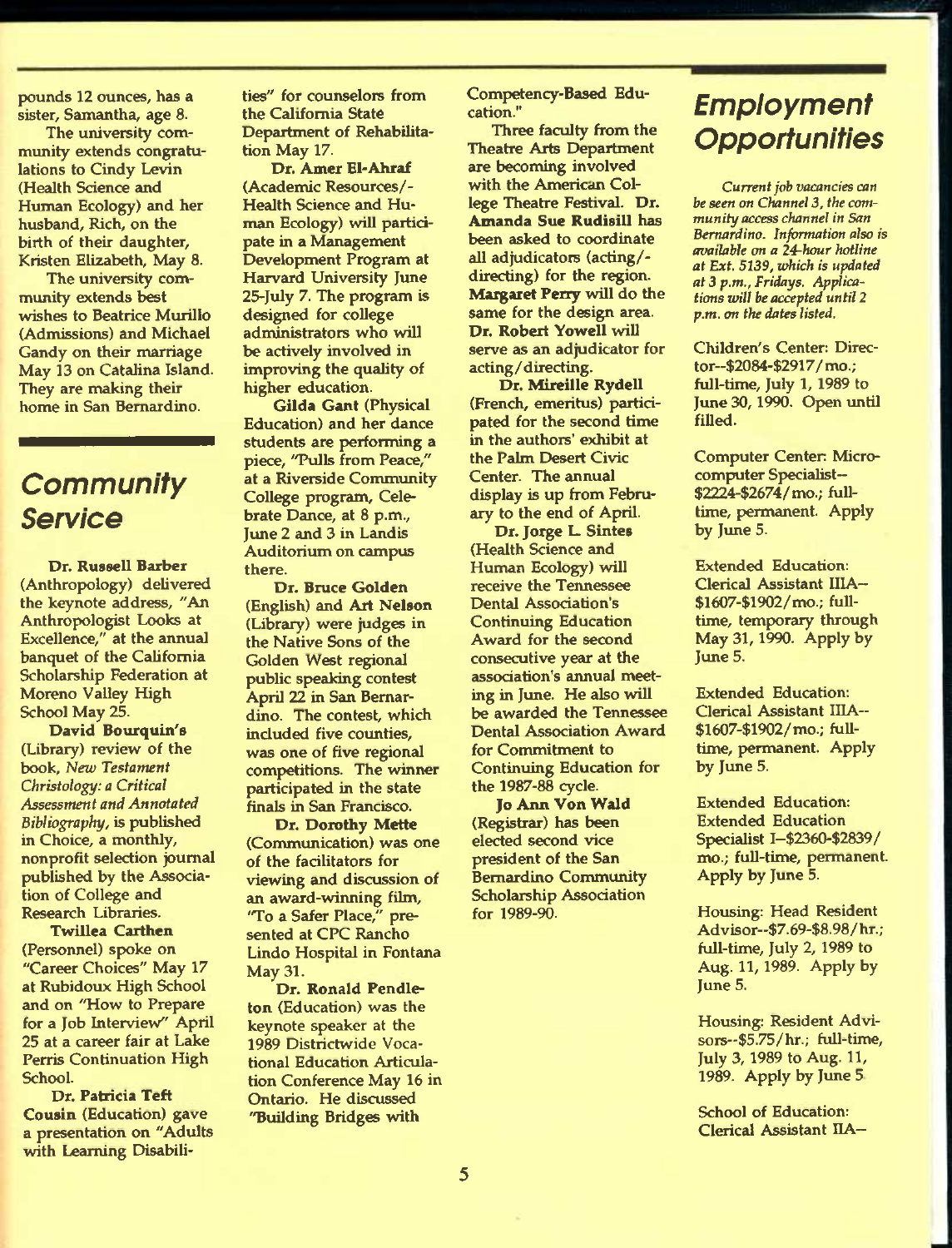pounds 12 ounces, has a sister, Samantha, age 8.

The university community extends congratulations to Cindy Levin (Health Science and Human Ecology) and her husband, Rich, on the birth of their daughter, Kristen Elizabeth, May 8.

The university community extends best wishes to Beatrice Murillo (Admissions) and Michael Gandy on their marriage May 13 on Catalina Island. They are making their home in San Bernardino.

## Community Service

**Dr. Russell Barber** (Anthropology) delivered the keynote address, "An Anthropologist Looks at Excellence," at the annual banquet of the California Scholarship Federation at Moreno Valley High School May 25.

**David Bourquin's** (Library) review of the book, *New Testament Christology: a Critical Assessment and Annotated Bibliography*, is published in Choice, a monthly, nonprofit selection journal published by the Association of College and Research Libraries.

**Twillea Carthen** (Personnel) spoke on "Career Choices" May 17 at Rubidoux High School and on "How to Prepare for a Job Interview" April 25 at a career fair at Lake Perris Continuation High School.

**Dr. Patricia Teft Cousin** (Education) gave a presentation on "Adults with Learning Disabilities" for counselors from the California State Department of Rehabilitation May 17.

**Dr. Amer El-Ahraf** (Academic Resources/-Health Science and Human Ecology) will participate in a Management Development Program at Harvard University June 25-July 7. The program is designed for college administrators who will be actively involved in improving the quality of higher education.

**Gilda Gant** (Physical Education) and her dance students are performing a piece, "Pulls from Peace," at a Riverside Community College program, Celebrate Dance, at 8 p.m., June 2 and 3 in Landis Auditorium on campus there.

**Dr. Bruce Golden** (English) and **Art Nelson** (Library) were judges in the Native Sons of the Golden West regional public speaking contest April 22 in San Bernardino. The contest, which included five counties, was one of five regional competitions. The winner participated in the state finals in San Francisco.

**Dr. Dorothy Mette** (Communication) was one of the facilitators for viewing and discussion of an award-winning film, "To a Safer Place," presented at CPC Rancho Lindo Hospital in Fontana May 31.

**Dr. Ronald Pendleton** (Education) was the keynote speaker at the 1989 Districtwide Vocational Education Articulation Conference May 16 in Ontario. He discussed "Building Bridges with Competency-Based Education."

Three faculty from the Theatre Arts Department are becoming involved with the American College Theatre Festival. **Dr. Amanda Sue Rudisill** has been asked to coordinate all adjudicators (acting/-directing) for the region. **Margaret Perry** will do the same for the design area. **Dr. Robert Yowell** will serve as an adjudicator for acting/directing.

**Dr. Mireille Rydell** (French, emeritus) participated for the second time in the authors' exhibit at the Palm Desert Civic Center. The annual display is up from February to the end of April.

**Dr. Jorge L. Sintes** (Health Science and Human Ecology) will receive the Tennessee Dental Association's Continuing Education Award for the second consecutive year at the association's annual meeting in June. He also will be awarded the Tennessee Dental Association Award for Commitment to Continuing Education for the 1987-88 cycle.

**Jo Ann Von Wald** (Registrar) has been elected second vice president of the San Bernardino Community Scholarship Association for 1989-90.

## Employment Opportunities

*Current job vacancies can be seen on Channel 3, the community access channel in San Bernardino. Information also is available on a 24-hour hotline at Ext. 5139, which is updated at 3 p.m., Fridays. Applications will be accepted until 2 p.m. on the dates listed.*

Children's Center: Director--$2084-$2917/mo.; full-time, July 1, 1989 to June 30, 1990. Open until filled.

Computer Center: Microcomputer Specialist--$2224-$2674/mo.; full-time, permanent. Apply by June 5.

Extended Education: Clerical Assistant IIIA--$1607-$1902/mo.; full-time, temporary through May 31, 1990. Apply by June 5.

Extended Education: Clerical Assistant IIIA--$1607-$1902/mo.; full-time, permanent. Apply by June 5.

Extended Education: Extended Education Specialist I--$2360-$2839/mo.; full-time, permanent. Apply by June 5.

Housing: Head Resident Advisor--$7.69-$8.98/hr.; full-time, July 2, 1989 to Aug. 11, 1989. Apply by June 5.

Housing: Resident Advisors--$5.75/hr.; full-time, July 3, 1989 to Aug. 11, 1989. Apply by June 5.

School of Education: Clerical Assistant IIA--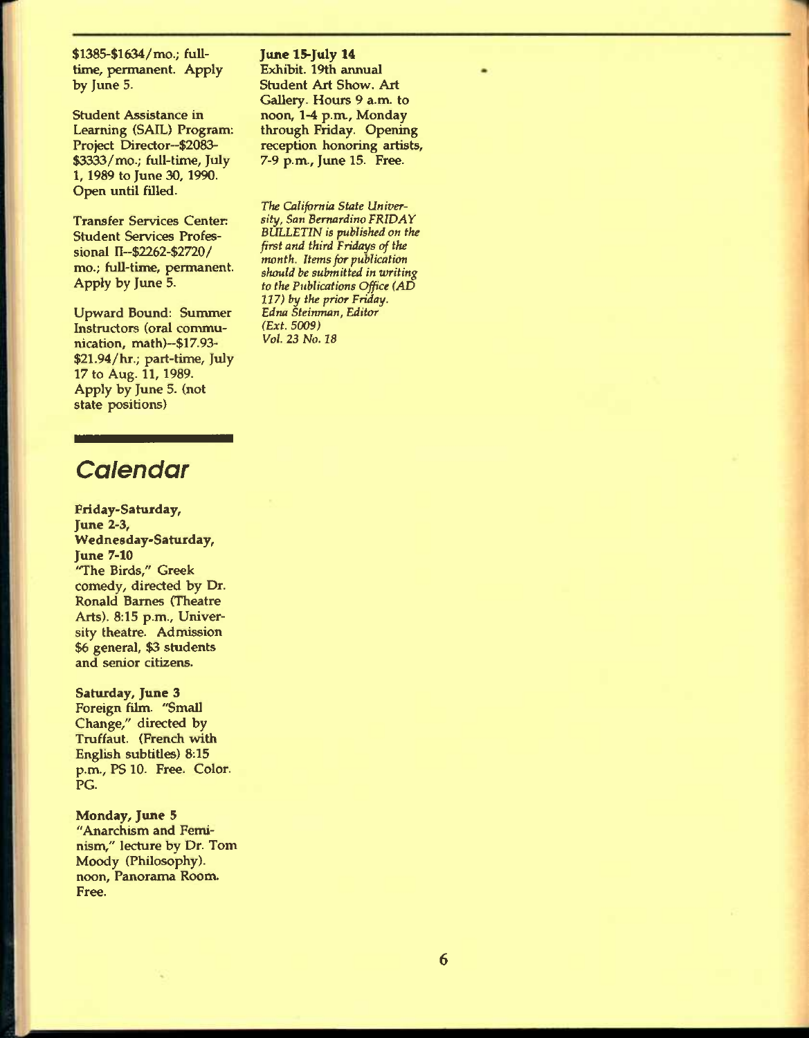$1385-$1634/mo.; full-time, permanent. Apply by June 5.

Student Assistance in Learning (SAIL) Program: Project Director--$2083-$3333/mo.; full-time, July 1, 1989 to June 30, 1990. Open until filled.

Transfer Services Center: Student Services Professional II--$2262-$2720/mo.; full-time, permanent. Apply by June 5.

Upward Bound: Summer Instructors (oral communication, math)--$17.93-$21.94/hr.; part-time, July 17 to Aug. 11, 1989. Apply by June 5. (not state positions)

## Calendar

**Friday-Saturday, June 2-3, Wednesday-Saturday, June 7-10**
"The Birds," Greek comedy, directed by Dr. Ronald Barnes (Theatre Arts). 8:15 p.m., University theatre. Admission $6 general, $3 students and senior citizens.

**Saturday, June 3**
Foreign film. "Small Change," directed by Truffaut. (French with English subtitles) 8:15 p.m., PS 10. Free. Color. PG.

**Monday, June 5**
"Anarchism and Feminism," lecture by Dr. Tom Moody (Philosophy). noon, Panorama Room. Free.

**June 15-July 14**
Exhibit. 19th annual Student Art Show. Art Gallery. Hours 9 a.m. to noon, 1-4 p.m., Monday through Friday. Opening reception honoring artists, 7-9 p.m., June 15. Free.

*The California State University, San Bernardino FRIDAY BULLETIN is published on the first and third Fridays of the month. Items for publication should be submitted in writing to the Publications Office (AD 117) by the prior Friday.*
*Edna Steinman, Editor*
*(Ext. 5009)*
*Vol. 23 No. 18*